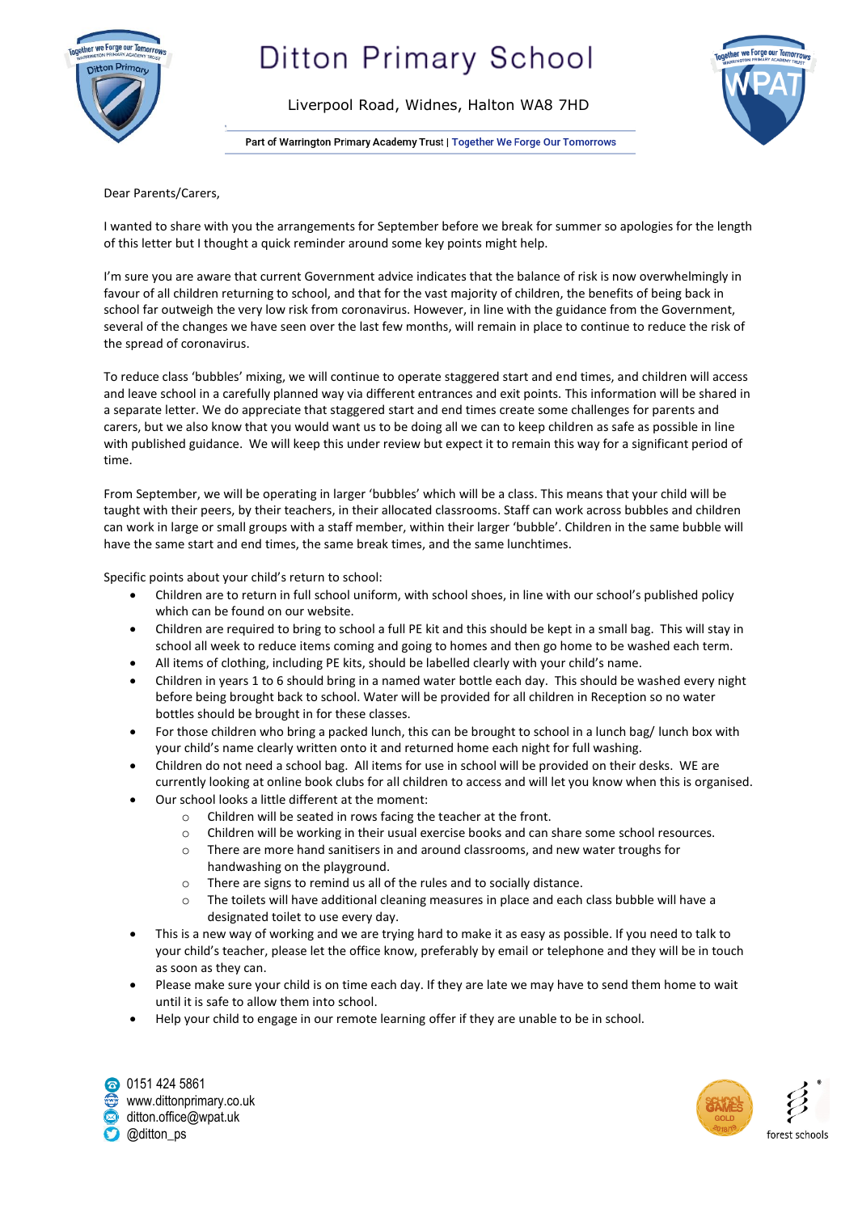# Ditton Primary School

Liverpool Road, Widnes, Halton WA8 7HD

Part of Warrington Primary Academy Trust | Together We Forge Our Tomorrows

Dear Parents/Carers,

I wanted to share with you the arrangements for September before we break for summer so apologies for the length of this letter but I thought a quick reminder around some key points might help.

I'm sure you are aware that current Government advice indicates that the balance of risk is now overwhelmingly in favour of all children returning to school, and that for the vast majority of children, the benefits of being back in school far outweigh the very low risk from coronavirus. However, in line with the guidance from the Government, several of the changes we have seen over the last few months, will remain in place to continue to reduce the risk of the spread of coronavirus.

To reduce class 'bubbles' mixing, we will continue to operate staggered start and end times, and children will access and leave school in a carefully planned way via different entrances and exit points. This information will be shared in a separate letter. We do appreciate that staggered start and end times create some challenges for parents and carers, but we also know that you would want us to be doing all we can to keep children as safe as possible in line with published guidance. We will keep this under review but expect it to remain this way for a significant period of time.

From September, we will be operating in larger 'bubbles' which will be a class. This means that your child will be taught with their peers, by their teachers, in their allocated classrooms. Staff can work across bubbles and children can work in large or small groups with a staff member, within their larger 'bubble'. Children in the same bubble will have the same start and end times, the same break times, and the same lunchtimes.

Specific points about your child's return to school:

- Children are to return in full school uniform, with school shoes, in line with our school's published policy which can be found on our website.
- Children are required to bring to school a full PE kit and this should be kept in a small bag. This will stay in school all week to reduce items coming and going to homes and then go home to be washed each term.
- All items of clothing, including PE kits, should be labelled clearly with your child's name.
- Children in years 1 to 6 should bring in a named water bottle each day. This should be washed every night before being brought back to school. Water will be provided for all children in Reception so no water bottles should be brought in for these classes.
- For those children who bring a packed lunch, this can be brought to school in a lunch bag/ lunch box with your child's name clearly written onto it and returned home each night for full washing.
- Children do not need a school bag. All items for use in school will be provided on their desks. WE are currently looking at online book clubs for all children to access and will let you know when this is organised.
- Our school looks a little different at the moment:
  - Children will be seated in rows facing the teacher at the front.
  - Children will be working in their usual exercise books and can share some school resources.
  - There are more hand sanitisers in and around classrooms, and new water troughs for handwashing on the playground.
  - There are signs to remind us all of the rules and to socially distance.
  - The toilets will have additional cleaning measures in place and each class bubble will have a designated toilet to use every day.
- This is a new way of working and we are trying hard to make it as easy as possible. If you need to talk to your child's teacher, please let the office know, preferably by email or telephone and they will be in touch as soon as they can.
- Please make sure your child is on time each day. If they are late we may have to send them home to wait until it is safe to allow them into school.
- Help your child to engage in our remote learning offer if they are unable to be in school.

0151 424 5861
www.dittonprimary.co.uk
ditton.office@wpat.uk
@ditton_ps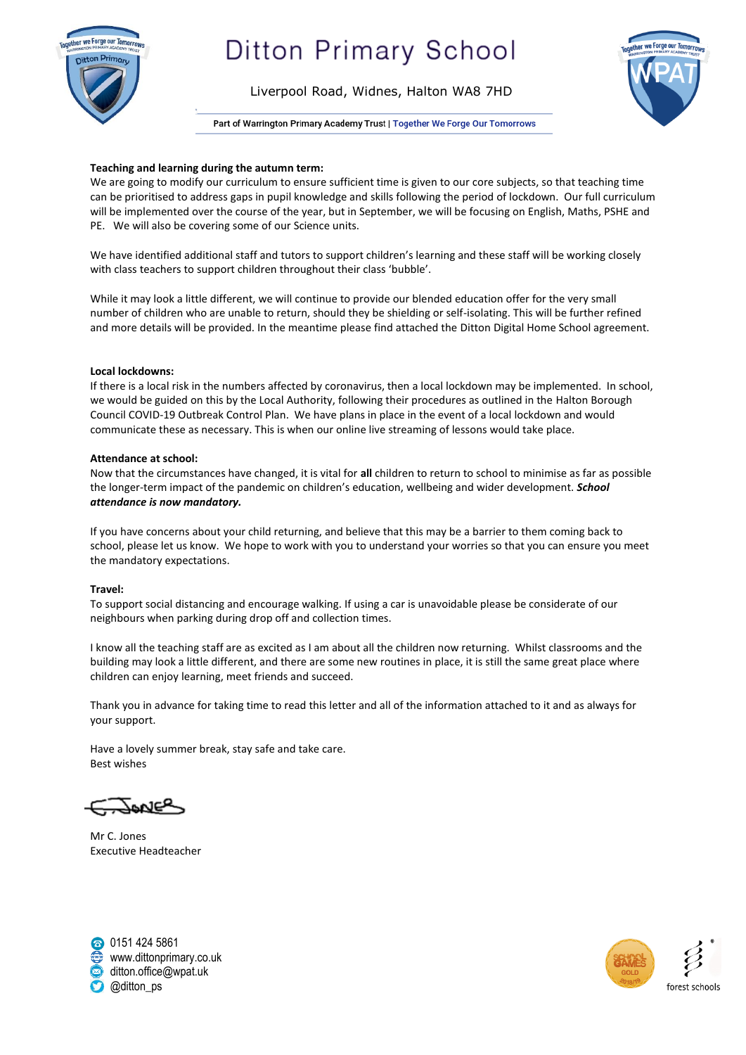**Teaching and learning during the autumn term:**
We are going to modify our curriculum to ensure sufficient time is given to our core subjects, so that teaching time can be prioritised to address gaps in pupil knowledge and skills following the period of lockdown. Our full curriculum will be implemented over the course of the year, but in September, we will be focusing on English, Maths, PSHE and PE. We will also be covering some of our Science units.

We have identified additional staff and tutors to support children's learning and these staff will be working closely with class teachers to support children throughout their class 'bubble'.

While it may look a little different, we will continue to provide our blended education offer for the very small number of children who are unable to return, should they be shielding or self-isolating. This will be further refined and more details will be provided. In the meantime please find attached the Ditton Digital Home School agreement.

**Local lockdowns:**
If there is a local risk in the numbers affected by coronavirus, then a local lockdown may be implemented. In school, we would be guided on this by the Local Authority, following their procedures as outlined in the Halton Borough Council COVID-19 Outbreak Control Plan. We have plans in place in the event of a local lockdown and would communicate these as necessary. This is when our online live streaming of lessons would take place.

**Attendance at school:**
Now that the circumstances have changed, it is vital for **all** children to return to school to minimise as far as possible the longer-term impact of the pandemic on children's education, wellbeing and wider development. ***School attendance is now mandatory.***

If you have concerns about your child returning, and believe that this may be a barrier to them coming back to school, please let us know. We hope to work with you to understand your worries so that you can ensure you meet the mandatory expectations.

**Travel:**
To support social distancing and encourage walking. If using a car is unavoidable please be considerate of our neighbours when parking during drop off and collection times.

I know all the teaching staff are as excited as I am about all the children now returning. Whilst classrooms and the building may look a little different, and there are some new routines in place, it is still the same great place where children can enjoy learning, meet friends and succeed.

Thank you in advance for taking time to read this letter and all of the information attached to it and as always for your support.

Have a lovely summer break, stay safe and take care.
Best wishes

Mr C. Jones
Executive Headteacher

0151 424 5861
www.dittonprimary.co.uk
ditton.office@wpat.uk
@ditton_ps